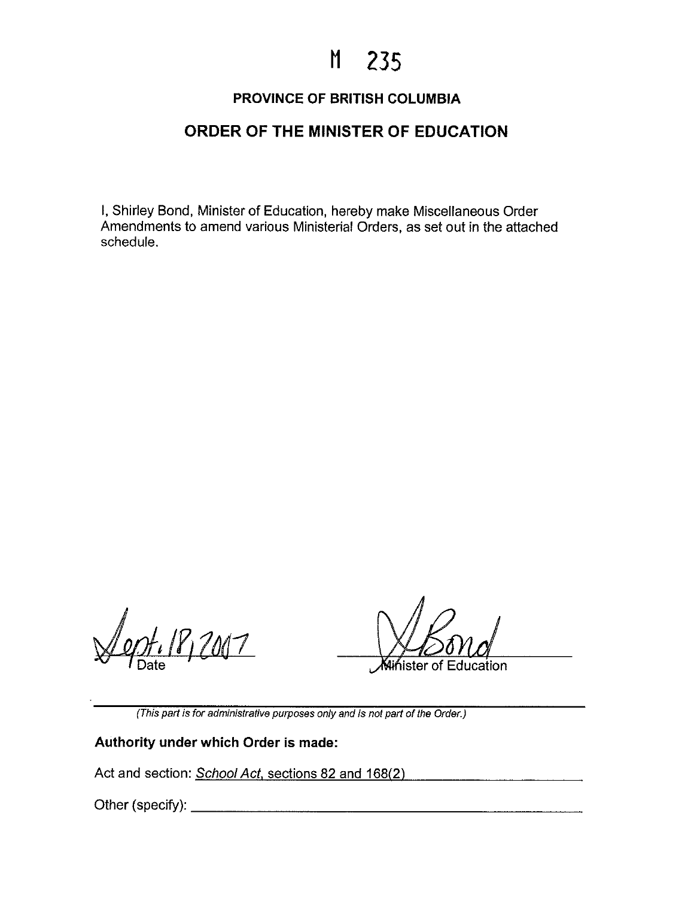# M 235

## PROVINCE OF BRITISH COLUMBIA

## ORDER OF THE MINISTER OF EDUCATION

I, Shirley Bond, Minister of Education, hereby make Miscellaneous Order Amendments to amend various Ministerial Orders, as set out in the attached schedule.

Sept. 18, 2007
Date

Minister of Education

*(This part is for administrative purposes only and is not part of the Order.)*

**Authority under which Order is made:**

Act and section: *School Act*, sections 82 and 168(2)

Other (specify): ______________________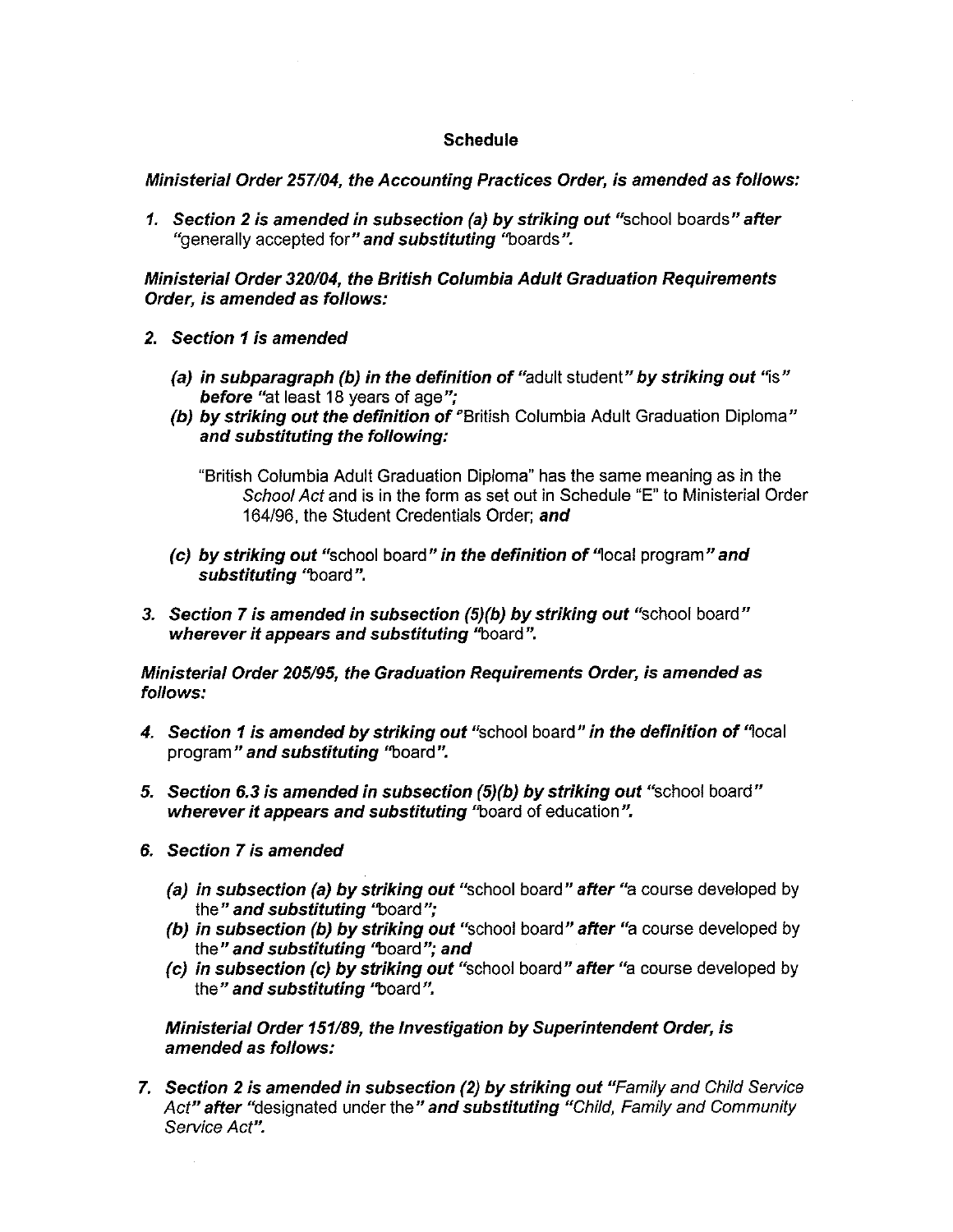**Schedule**

***Ministerial Order 257/04, the Accounting Practices Order, is amended as follows:***

1. ***Section 2 is amended in subsection (a) by striking out*** "school boards" ***after*** "generally accepted for" ***and substituting*** "boards".

***Ministerial Order 320/04, the British Columbia Adult Graduation Requirements Order, is amended as follows:***

2. ***Section 1 is amended***

   ***(a) in subparagraph (b) in the definition of*** "adult student" ***by striking out*** "is" ***before*** "at least 18 years of age";

   ***(b) by striking out the definition of*** "British Columbia Adult Graduation Diploma" ***and substituting the following:***

   "British Columbia Adult Graduation Diploma" has the same meaning as in the *School Act* and is in the form as set out in Schedule "E" to Ministerial Order 164/96, the Student Credentials Order; ***and***

   ***(c) by striking out*** "school board" ***in the definition of*** "local program" ***and substituting*** "board".

3. ***Section 7 is amended in subsection (5)(b) by striking out*** "school board" ***wherever it appears and substituting*** "board".

***Ministerial Order 205/95, the Graduation Requirements Order, is amended as follows:***

4. ***Section 1 is amended by striking out*** "school board" ***in the definition of*** "local program" ***and substituting*** "board".

5. ***Section 6.3 is amended in subsection (5)(b) by striking out*** "school board" ***wherever it appears and substituting*** "board of education".

6. ***Section 7 is amended***

   ***(a) in subsection (a) by striking out*** "school board" ***after*** "a course developed by the" ***and substituting*** "board";

   ***(b) in subsection (b) by striking out*** "school board" ***after*** "a course developed by the" ***and substituting*** "board"; ***and***

   ***(c) in subsection (c) by striking out*** "school board" ***after*** "a course developed by the" ***and substituting*** "board".

***Ministerial Order 151/89, the Investigation by Superintendent Order, is amended as follows:***

7. ***Section 2 is amended in subsection (2) by striking out*** "*Family and Child Service Act*" ***after*** "designated under the" ***and substituting*** "*Child, Family and Community Service Act*".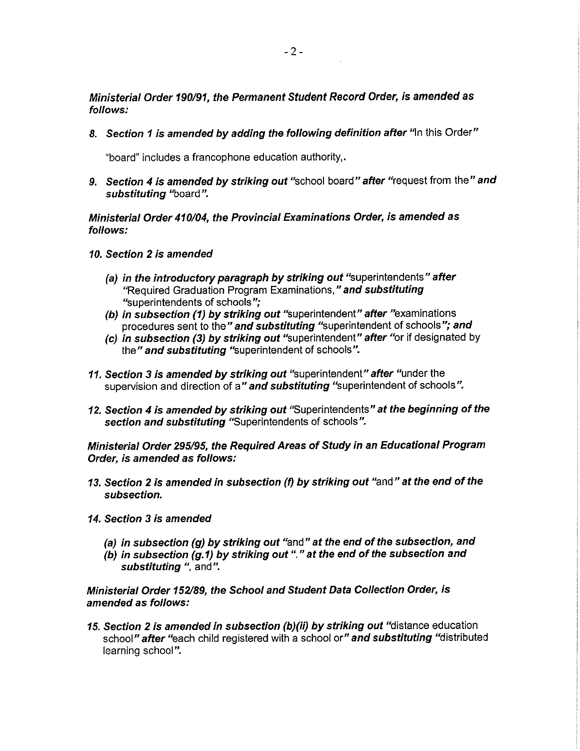***Ministerial Order 190/91, the Permanent Student Record Order, is amended as follows:***

8. ***Section 1 is amended by adding the following definition after*** "In this Order"

   "board" includes a francophone education authority,.

9. ***Section 4 is amended by striking out*** "school board" ***after*** "request from the" ***and substituting*** "board".

***Ministerial Order 410/04, the Provincial Examinations Order, is amended as follows:***

10. ***Section 2 is amended***

    (a) ***in the introductory paragraph by striking out*** "superintendents" ***after*** "Required Graduation Program Examinations," ***and substituting*** "superintendents of schools";
    (b) ***in subsection (1) by striking out*** "superintendent" ***after*** "examinations procedures sent to the" ***and substituting*** "superintendent of schools"; ***and***
    (c) ***in subsection (3) by striking out*** "superintendent" ***after*** "or if designated by the" ***and substituting*** "superintendent of schools".

11. ***Section 3 is amended by striking out*** "superintendent" ***after*** "under the supervision and direction of a" ***and substituting*** "superintendent of schools".

12. ***Section 4 is amended by striking out*** "Superintendents" ***at the beginning of the section and substituting*** "Superintendents of schools".

***Ministerial Order 295/95, the Required Areas of Study in an Educational Program Order, is amended as follows:***

13. ***Section 2 is amended in subsection (f) by striking out*** "and" ***at the end of the subsection.***

14. ***Section 3 is amended***

    (a) ***in subsection (g) by striking out*** "and" ***at the end of the subsection, and***
    (b) ***in subsection (g.1) by striking out*** "." ***at the end of the subsection and substituting*** ", and".

***Ministerial Order 152/89, the School and Student Data Collection Order, is amended as follows:***

15. ***Section 2 is amended in subsection (b)(ii) by striking out*** "distance education school" ***after*** "each child registered with a school or" ***and substituting*** "distributed learning school".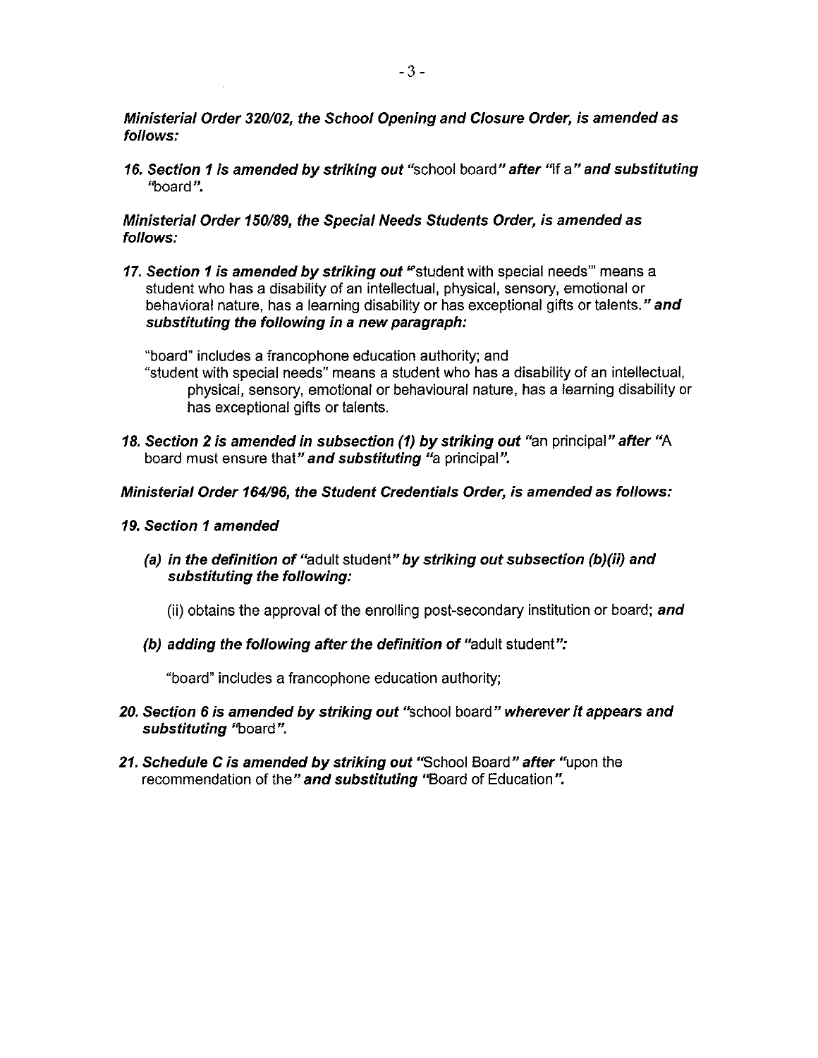***Ministerial Order 320/02, the School Opening and Closure Order, is amended as follows:***

16. ***Section 1 is amended by striking out*** "school board" ***after*** "If a" ***and substituting*** "board".

***Ministerial Order 150/89, the Special Needs Students Order, is amended as follows:***

17. ***Section 1 is amended by striking out*** ""student with special needs"" means a student who has a disability of an intellectual, physical, sensory, emotional or behavioral nature, has a learning disability or has exceptional gifts or talents." ***and substituting the following in a new paragraph:***

    "board" includes a francophone education authority; and
    "student with special needs" means a student who has a disability of an intellectual, physical, sensory, emotional or behavioural nature, has a learning disability or has exceptional gifts or talents.

18. ***Section 2 is amended in subsection (1) by striking out*** "an principal" ***after*** "A board must ensure that" ***and substituting*** "a principal".

***Ministerial Order 164/96, the Student Credentials Order, is amended as follows:***

19. ***Section 1 amended***

    (a) ***in the definition of*** "adult student" ***by striking out subsection (b)(ii) and substituting the following:***

    (ii) obtains the approval of the enrolling post-secondary institution or board; ***and***

    (b) ***adding the following after the definition of*** "adult student":

    "board" includes a francophone education authority;

20. ***Section 6 is amended by striking out*** "school board" ***wherever it appears and substituting*** "board".

21. ***Schedule C is amended by striking out*** "School Board" ***after*** "upon the recommendation of the" ***and substituting*** "Board of Education".